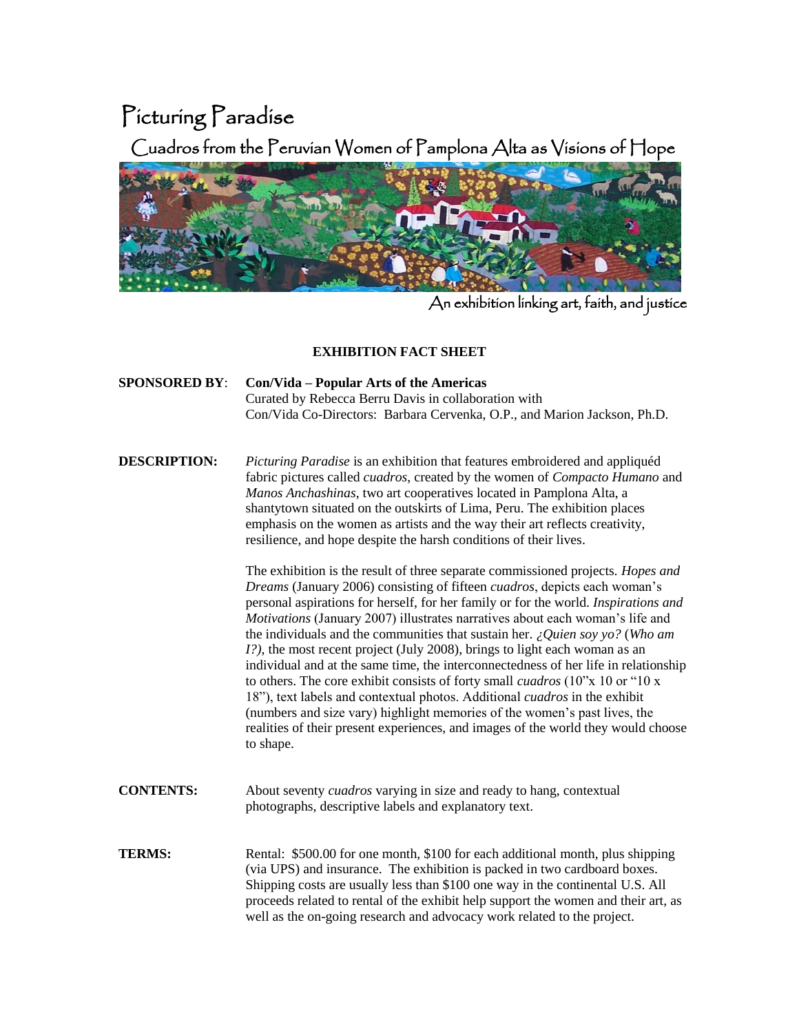# Picturing Paradise

## Cuadros from the Peruvian Women of Pamplona Alta as Visions of Hope

An exhibition linking art, faith, and justice

**EXHIBITION FACT SHEET**

**SPONSORED BY**: **Con/Vida – Popular Arts of the Americas**
Curated by Rebecca Berru Davis in collaboration with
Con/Vida Co-Directors: Barbara Cervenka, O.P., and Marion Jackson, Ph.D.

**DESCRIPTION:** *Picturing Paradise* is an exhibition that features embroidered and appliquéd fabric pictures called *cuadros*, created by the women of *Compacto Humano* and *Manos Anchashinas*, two art cooperatives located in Pamplona Alta, a shantytown situated on the outskirts of Lima, Peru. The exhibition places emphasis on the women as artists and the way their art reflects creativity, resilience, and hope despite the harsh conditions of their lives.

The exhibition is the result of three separate commissioned projects. *Hopes and Dreams* (January 2006) consisting of fifteen *cuadros*, depicts each woman's personal aspirations for herself, for her family or for the world. *Inspirations and Motivations* (January 2007) illustrates narratives about each woman's life and the individuals and the communities that sustain her. *¿Quien soy yo?* (*Who am I?)*, the most recent project (July 2008), brings to light each woman as an individual and at the same time, the interconnectedness of her life in relationship to others. The core exhibit consists of forty small *cuadros* (10"x 10 or "10 x 18"), text labels and contextual photos. Additional *cuadros* in the exhibit (numbers and size vary) highlight memories of the women's past lives, the realities of their present experiences, and images of the world they would choose to shape.

**CONTENTS:** About seventy *cuadros* varying in size and ready to hang, contextual photographs, descriptive labels and explanatory text.

**TERMS:** Rental: $500.00 for one month, $100 for each additional month, plus shipping (via UPS) and insurance. The exhibition is packed in two cardboard boxes. Shipping costs are usually less than $100 one way in the continental U.S. All proceeds related to rental of the exhibit help support the women and their art, as well as the on-going research and advocacy work related to the project.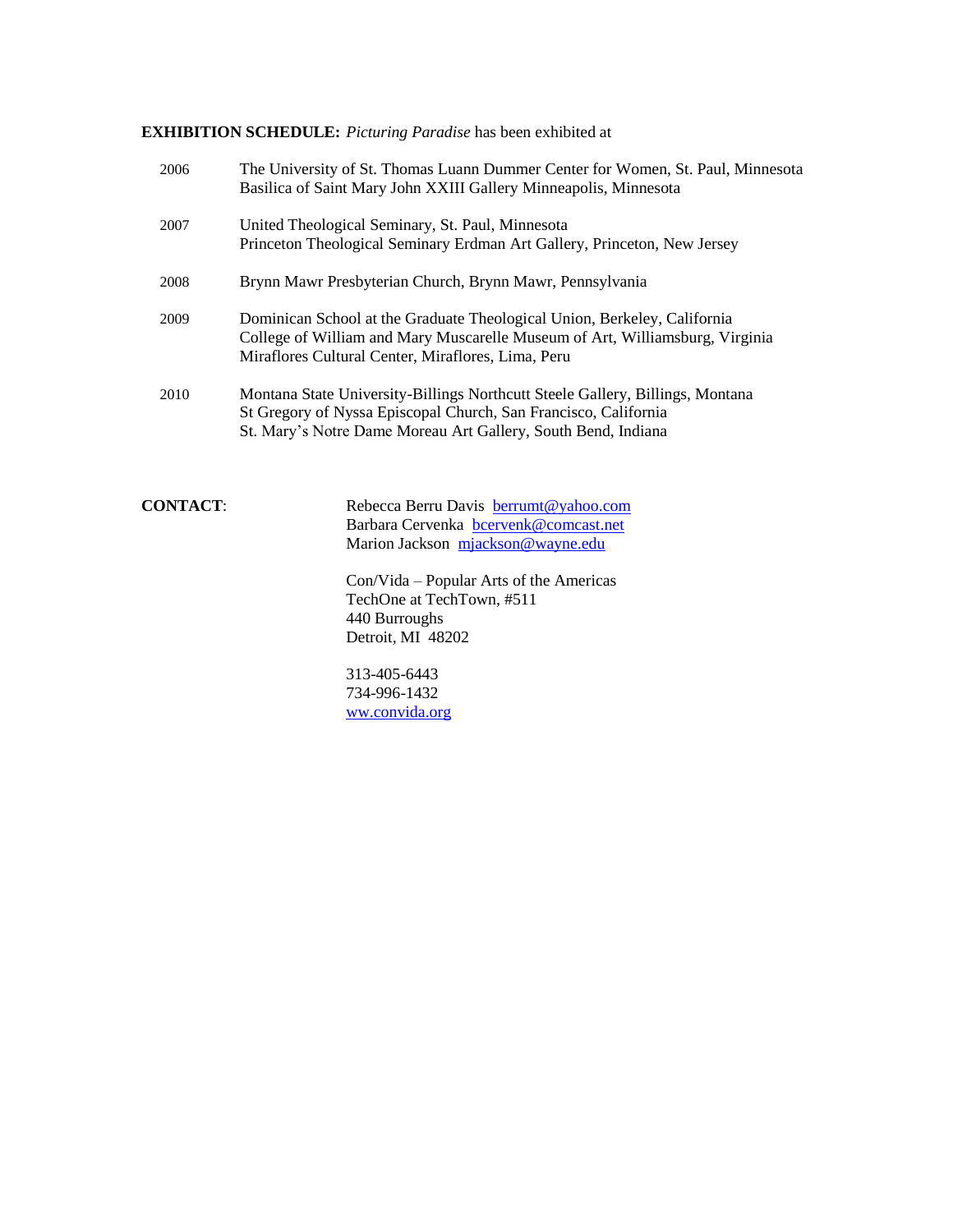**EXHIBITION SCHEDULE:** *Picturing Paradise* has been exhibited at

| | |
|---|---|
| 2006 | The University of St. Thomas Luann Dummer Center for Women, St. Paul, Minnesota<br>Basilica of Saint Mary John XXIII Gallery Minneapolis, Minnesota |
| 2007 | United Theological Seminary, St. Paul, Minnesota<br>Princeton Theological Seminary Erdman Art Gallery, Princeton, New Jersey |
| 2008 | Brynn Mawr Presbyterian Church, Brynn Mawr, Pennsylvania |
| 2009 | Dominican School at the Graduate Theological Union, Berkeley, California<br>College of William and Mary Muscarelle Museum of Art, Williamsburg, Virginia<br>Miraflores Cultural Center, Miraflores, Lima, Peru |
| 2010 | Montana State University-Billings Northcutt Steele Gallery, Billings, Montana<br>St Gregory of Nyssa Episcopal Church, San Francisco, California<br>St. Mary's Notre Dame Moreau Art Gallery, South Bend, Indiana |

**CONTACT**:

Rebecca Berru Davis berrumt@yahoo.com
Barbara Cervenka bcervenk@comcast.net
Marion Jackson mjackson@wayne.edu

Con/Vida – Popular Arts of the Americas
TechOne at TechTown, #511
440 Burroughs
Detroit, MI 48202

313-405-6443
734-996-1432
ww.convida.org